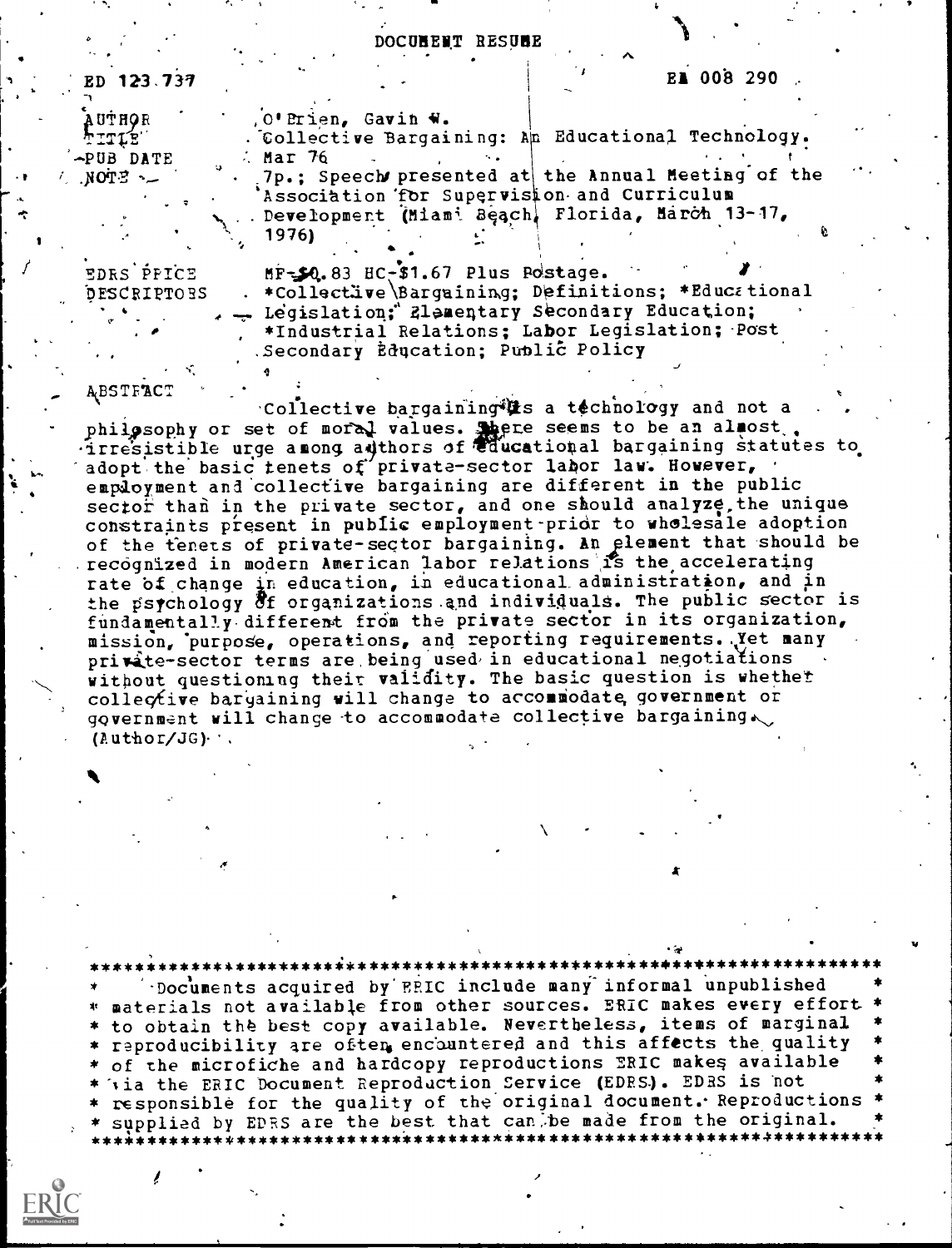DOCUMENT RESUME

ED 123 737 EA 008 290

AUTHOR O'Brien, Gavin W.
TITLE Collective Bargaining: An Educational Technology.
PUB DATE Mar 76
NOTE 7p.; Speech presented at the Annual Meeting of the Association for Supervision and Curriculum Development (Miami Beach, Florida, March 13-17, 1976)

EDRS PRICE MF-$0.83 HC-$1.67 Plus Postage.
DESCRIPTORS *Collective Bargaining; Definitions; *Educational Legislation; Elementary Secondary Education; *Industrial Relations; Labor Legislation; Post Secondary Education; Public Policy

ABSTRACT

Collective bargaining is a technology and not a philosophy or set of moral values. There seems to be an almost irresistible urge among authors of educational bargaining statutes to adopt the basic tenets of private-sector labor law. However, employment and collective bargaining are different in the public sector than in the private sector, and one should analyze the unique constraints present in public employment prior to wholesale adoption of the tenets of private-sector bargaining. An element that should be recognized in modern American labor relations is the accelerating rate of change in education, in educational administration, and in the psychology of organizations and individuals. The public sector is fundamentally different from the private sector in its organization, mission, purpose, operations, and reporting requirements. Yet many private-sector terms are being used in educational negotiations without questioning their validity. The basic question is whether collective bargaining will change to accommodate government or government will change to accommodate collective bargaining. (Author/JG)

***********************************************************************
\* Documents acquired by ERIC include many informal unpublished \*
\* materials not available from other sources. ERIC makes every effort \*
\* to obtain the best copy available. Nevertheless, items of marginal \*
\* reproducibility are often encountered and this affects the quality \*
\* of the microfiche and hardcopy reproductions ERIC makes available \*
\* via the ERIC Document Reproduction Service (EDRS). EDRS is not \*
\* responsible for the quality of the original document. Reproductions \*
\* supplied by EDRS are the best that can be made from the original. \*
***********************************************************************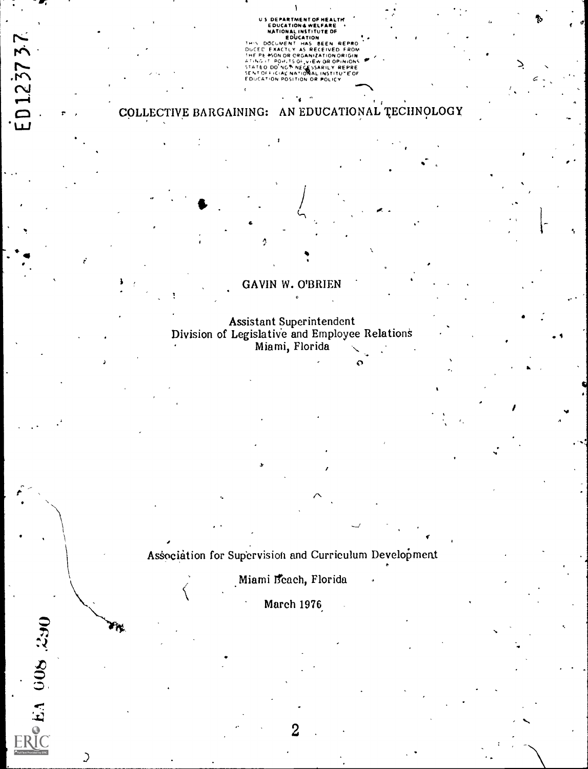U S DEPARTMENT OF HEALTH EDUCATION & WELFARE NATIONAL INSTITUTE OF EDUCATION

THIS DOCUMENT HAS BEEN REPRODUCED EXACTLY AS RECEIVED FROM THE PERSON OR ORGANIZATION ORIGINATING IT. POINTS OF VIEW OR OPINIONS STATED DO NOT NECESSARILY REPRESENT OFFICIAL NATIONAL INSTITUTE OF EDUCATION POSITION OR POLICY

ED123737

# COLLECTIVE BARGAINING: AN EDUCATIONAL TECHNOLOGY

GAVIN W. O'BRIEN

Assistant Superintendent
Division of Legislative and Employee Relations
Miami, Florida

Association for Supervision and Curriculum Development

Miami Beach, Florida

March 1976

EA 008 290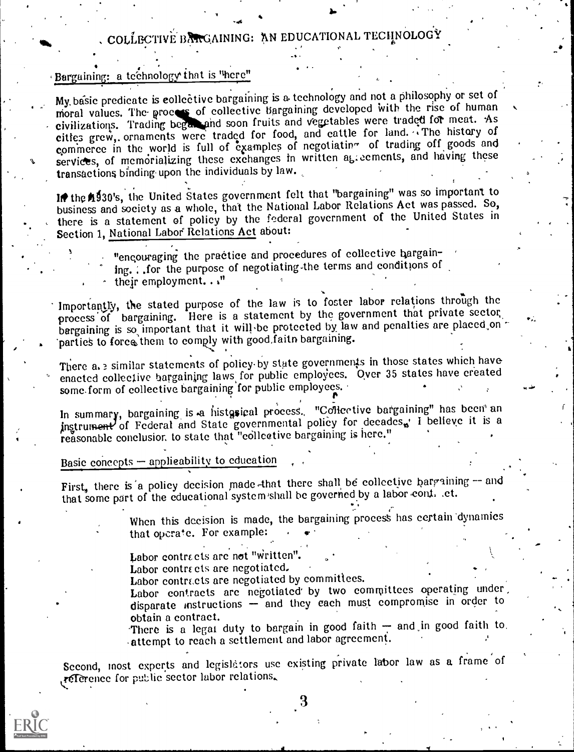# COLLECTIVE BARGAINING: AN EDUCATIONAL TECHNOLOGY

## Bargaining: a technology that is "here"

My basic predicate is collective bargaining is a technology and not a philosophy or set of moral values. The process of collective bargaining developed with the rise of human civilizations. Trading began and soon fruits and vegetables were traded for meat. As cities grew, ornaments were traded for food, and cattle for land. The history of commerce in the world is full of examples of negotiating of trading off goods and services, of memorializing these exchanges in written agreements, and having these transactions binding upon the individuals by law.

In the 1930's, the United States government felt that "bargaining" was so important to business and society as a whole, that the National Labor Relations Act was passed. So, there is a statement of policy by the federal government of the United States in Section 1, National Labor Relations Act about:

> "encouraging the practice and procedures of collective bargaining. . .for the purpose of negotiating the terms and conditions of their employment. . ."

Importantly, the stated purpose of the law is to foster labor relations through the process of bargaining. Here is a statement by the government that private sector bargaining is so important that it will be protected by law and penalties are placed on parties to force them to comply with good faith bargaining.

There are similar statements of policy by state governments in those states which have enacted collective bargaining laws for public employees. Over 35 states have created some form of collective bargaining for public employees.

In summary, bargaining is a historical process. "Collective bargaining" has been an instrument of Federal and State governmental policy for decades. I believe it is a reasonable conclusion to state that "collective bargaining is here."

## Basic concepts — applicability to education

First, there is a policy decision made that there shall be collective bargaining — and that some part of the educational system shall be governed by a labor contract.

> When this decision is made, the bargaining process has certain dynamics that operate. For example:
>
> Labor contracts are not "written".
> Labor contracts are negotiated.
> Labor contracts are negotiated by committees.
> Labor contracts are negotiated by two committees operating under disparate instructions — and they each must compromise in order to obtain a contract.
> There is a legal duty to bargain in good faith — and in good faith to attempt to reach a settlement and labor agreement.

Second, most experts and legislators use existing private labor law as a frame of reference for public sector labor relations.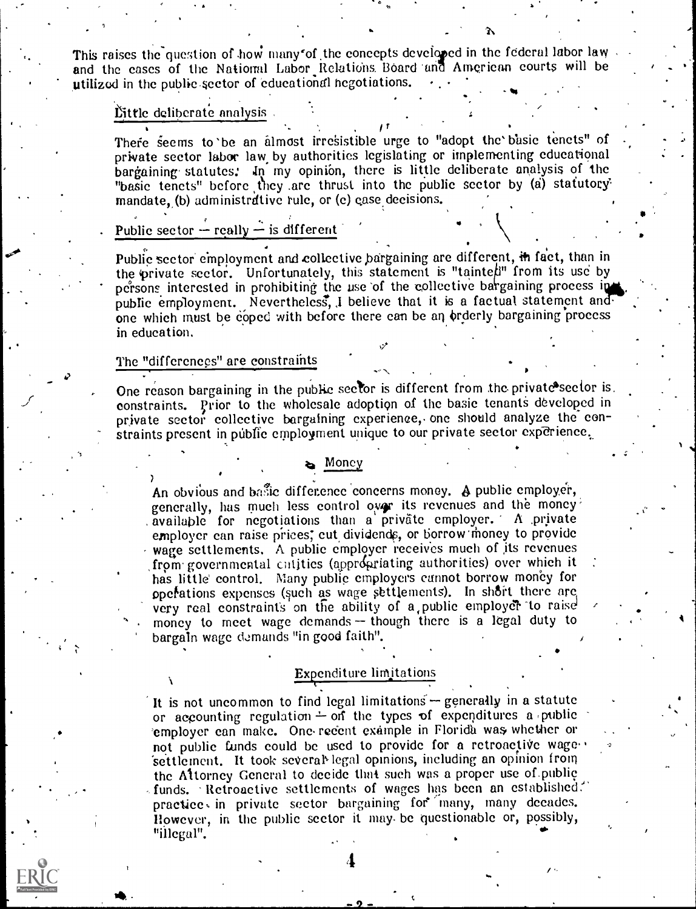This raises the question of how many of the concepts developed in the federal labor law and the cases of the National Labor Relations Board and American courts will be utilized in the public sector of educational negotiations.

## Little deliberate analysis

There seems to be an almost irresistible urge to "adopt the basic tenets" of private sector labor law by authorities legislating or implementing educational bargaining statutes. In my opinion, there is little deliberate analysis of the "basic tenets" before they are thrust into the public sector by (a) statutory mandate, (b) administrative rule, or (c) case decisions.

## Public sector — really — is different

Public sector employment and collective bargaining are different, in fact, than in the private sector. Unfortunately, this statement is "tainted" from its use by persons interested in prohibiting the use of the collective bargaining process in public employment. Nevertheless, I believe that it is a factual statement and one which must be coped with before there can be an orderly bargaining process in education.

## The "differences" are constraints

One reason bargaining in the public sector is different from the private sector is constraints. Prior to the wholesale adoption of the basic tenants developed in private sector collective bargaining experience, one should analyze the constraints present in public employment unique to our private sector experience.

### Money

An obvious and basic difference concerns money. A public employer, generally, has much less control over its revenues and the money available for negotiations than a private employer. A private employer can raise prices, cut dividends, or borrow money to provide wage settlements. A public employer receives much of its revenues from governmental entities (appropriating authorities) over which it has little control. Many public employers cannot borrow money for operations expenses (such as wage settlements). In short there are very real constraints on the ability of a public employer to raise money to meet wage demands — though there is a legal duty to bargain wage demands "in good faith".

### Expenditure limitations

It is not uncommon to find legal limitations — generally in a statute or accounting regulation — on the types of expenditures a public employer can make. One recent example in Florida was whether or not public funds could be used to provide for a retroactive wage settlement. It took several legal opinions, including an opinion from the Attorney General to decide that such was a proper use of public funds. Retroactive settlements of wages has been an established practice in private sector bargaining for many, many decades. However, in the public sector it may be questionable or, possibly, "illegal".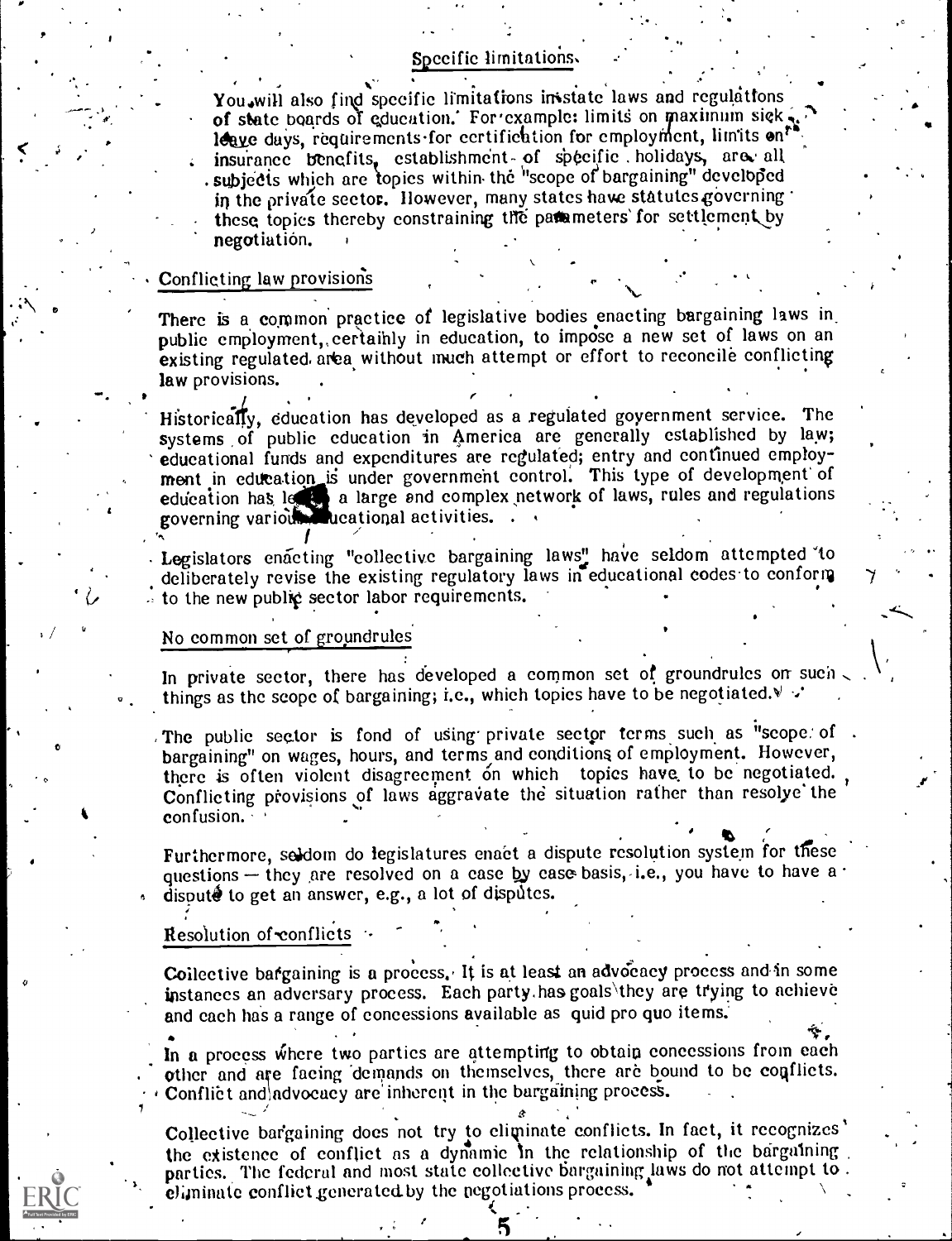## Specific limitations

You will also find specific limitations in state laws and regulations of state boards of education. For example: limits on maximum sick leave days, requirements for certification for employment, limits on insurance benefits, establishment of specific holidays, are all subjects which are topics within the "scope of bargaining" developed in the private sector. However, many states have statutes governing these topics thereby constraining the parameters for settlement by negotiation.

## Conflicting law provisions

There is a common practice of legislative bodies enacting bargaining laws in public employment, certainly in education, to impose a new set of laws on an existing regulated area without much attempt or effort to reconcile conflicting law provisions.

Historically, education has developed as a regulated government service. The systems of public education in America are generally established by law; educational funds and expenditures are regulated; entry and continued employment in education is under government control. This type of development of education has led to a large and complex network of laws, rules and regulations governing various educational activities.

Legislators enacting "collective bargaining laws" have seldom attempted to deliberately revise the existing regulatory laws in educational codes to conform to the new public sector labor requirements.

## No common set of groundrules

In private sector, there has developed a common set of groundrules on such things as the scope of bargaining; i.e., which topics have to be negotiated.

The public sector is fond of using private sector terms such as "scope of bargaining" on wages, hours, and terms and conditions of employment. However, there is often violent disagreement on which topics have to be negotiated. Conflicting provisions of laws aggravate the situation rather than resolve the confusion.

Furthermore, seldom do legislatures enact a dispute resolution system for these questions — they are resolved on a case by case basis, i.e., you have to have a dispute to get an answer, e.g., a lot of disputes.

## Resolution of conflicts

Collective bargaining is a process. It is at least an advocacy process and in some instances an adversary process. Each party has goals they are trying to achieve and each has a range of concessions available as quid pro quo items.

In a process where two parties are attempting to obtain concessions from each other and are facing demands on themselves, there are bound to be conflicts. Conflict and advocacy are inherent in the bargaining process.

Collective bargaining does not try to eliminate conflicts. In fact, it recognizes the existence of conflict as a dynamic in the relationship of the bargaining parties. The federal and most state collective bargaining laws do not attempt to eliminate conflict generated by the negotiations process.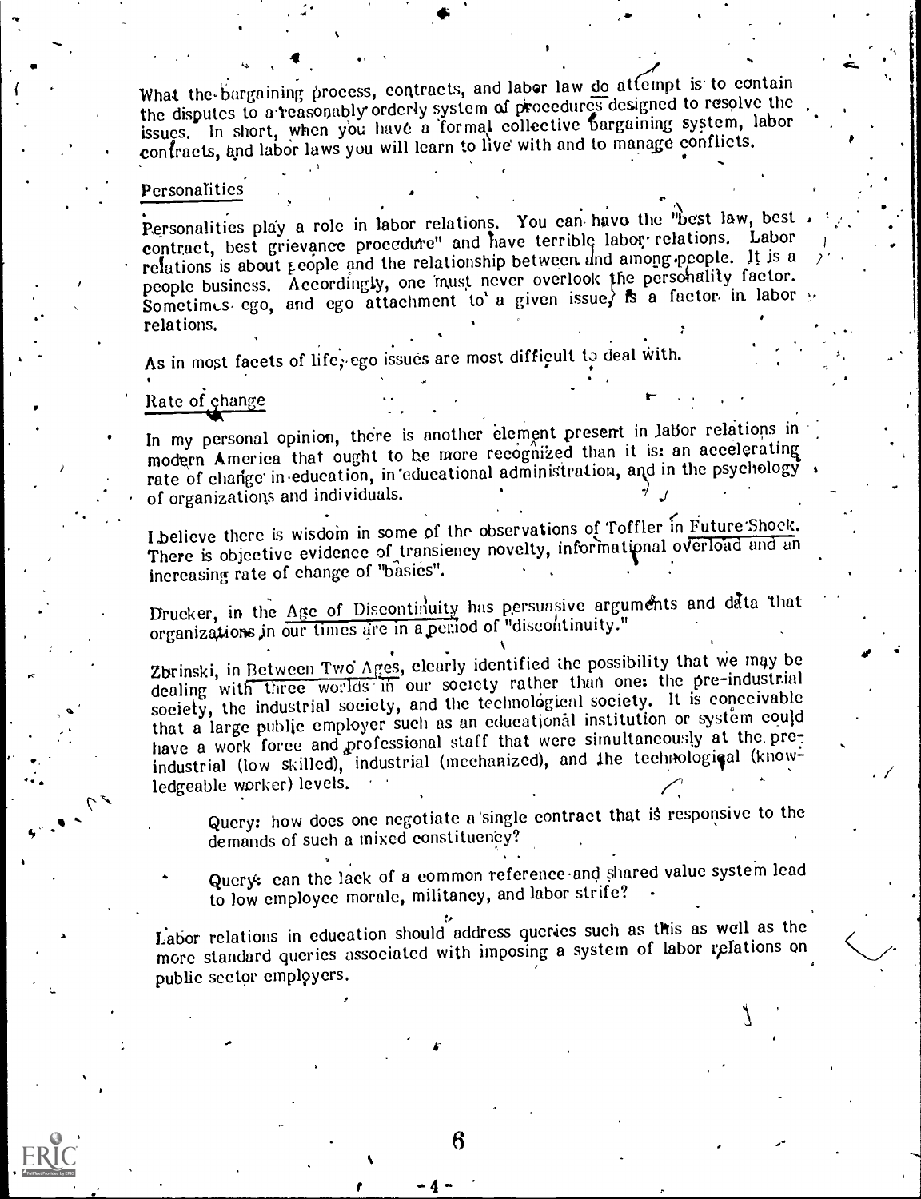What the bargaining process, contracts, and labor law do attempt is to contain the disputes to a reasonably orderly system of procedures designed to resolve the issues. In short, when you have a formal collective bargaining system, labor contracts, and labor laws you will learn to live with and to manage conflicts.

## Personalities

Personalities play a role in labor relations. You can have the "best law, best contract, best grievance procedure" and have terrible labor relations. Labor relations is about people and the relationship between and among people. It is a people business. Accordingly, one must never overlook the personality factor. Sometimes ego, and ego attachment to a given issue, is a factor in labor relations.

As in most facets of life, ego issues are most difficult to deal with.

## Rate of change

In my personal opinion, there is another element present in labor relations in modern America that ought to be more recognized than it is: an accelerating rate of change in education, in educational administration, and in the psychology of organizations and individuals.

I believe there is wisdom in some of the observations of Toffler in Future Shock. There is objective evidence of transiency novelty, informational overload and an increasing rate of change of "basics".

Drucker, in the Age of Discontinuity has persuasive arguments and data that organizations in our times are in a period of "discontinuity."

Zbrinski, in Between Two Ages, clearly identified the possibility that we may be dealing with three worlds in our society rather than one: the pre-industrial society, the industrial society, and the technological society. It is conceivable that a large public employer such as an educational institution or system could have a work force and professional staff that were simultaneously at the pre-industrial (low skilled), industrial (mechanized), and the technological (knowledgeable worker) levels.

> Query: how does one negotiate a single contract that is responsive to the demands of such a mixed constituency?
>
> Query: can the lack of a common reference and shared value system lead to low employee morale, militancy, and labor strife?

Labor relations in education should address queries such as this as well as the more standard queries associated with imposing a system of labor relations on public sector employers.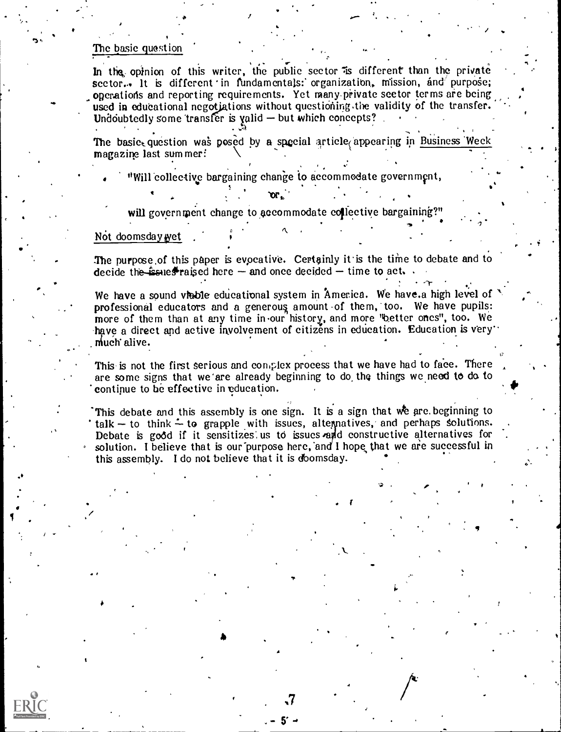## The basic question

In the opinion of this writer, the public sector is different than the private sector. It is different in fundamentals: organization, mission, and purpose; operations and reporting requirements. Yet many private sector terms are being used in educational negotiations without questioning the validity of the transfer. Undoubtedly some transfer is valid — but which concepts?

The basic question was posed by a special article appearing in Business Week magazine last summer:

> "Will collective bargaining change to accommodate government,
>
> or,
>
> will government change to accommodate collective bargaining?"

## Not doomsday yet

The purpose of this paper is evocative. Certainly it is the time to debate and to decide the issues raised here — and once decided — time to act.

We have a sound viable educational system in America. We have a high level of professional educators and a generous amount of them, too. We have pupils: more of them than at any time in our history, and more "better ones", too. We have a direct and active involvement of citizens in education. Education is very much alive.

This is not the first serious and complex process that we have had to face. There are some signs that we are already beginning to do the things we need to do to continue to be effective in education.

This debate and this assembly is one sign. It is a sign that we are beginning to talk — to think — to grapple with issues, alternatives, and perhaps solutions. Debate is good if it sensitizes us to issues and constructive alternatives for solution. I believe that is our purpose here, and I hope that we are successful in this assembly. I do not believe that it is doomsday.